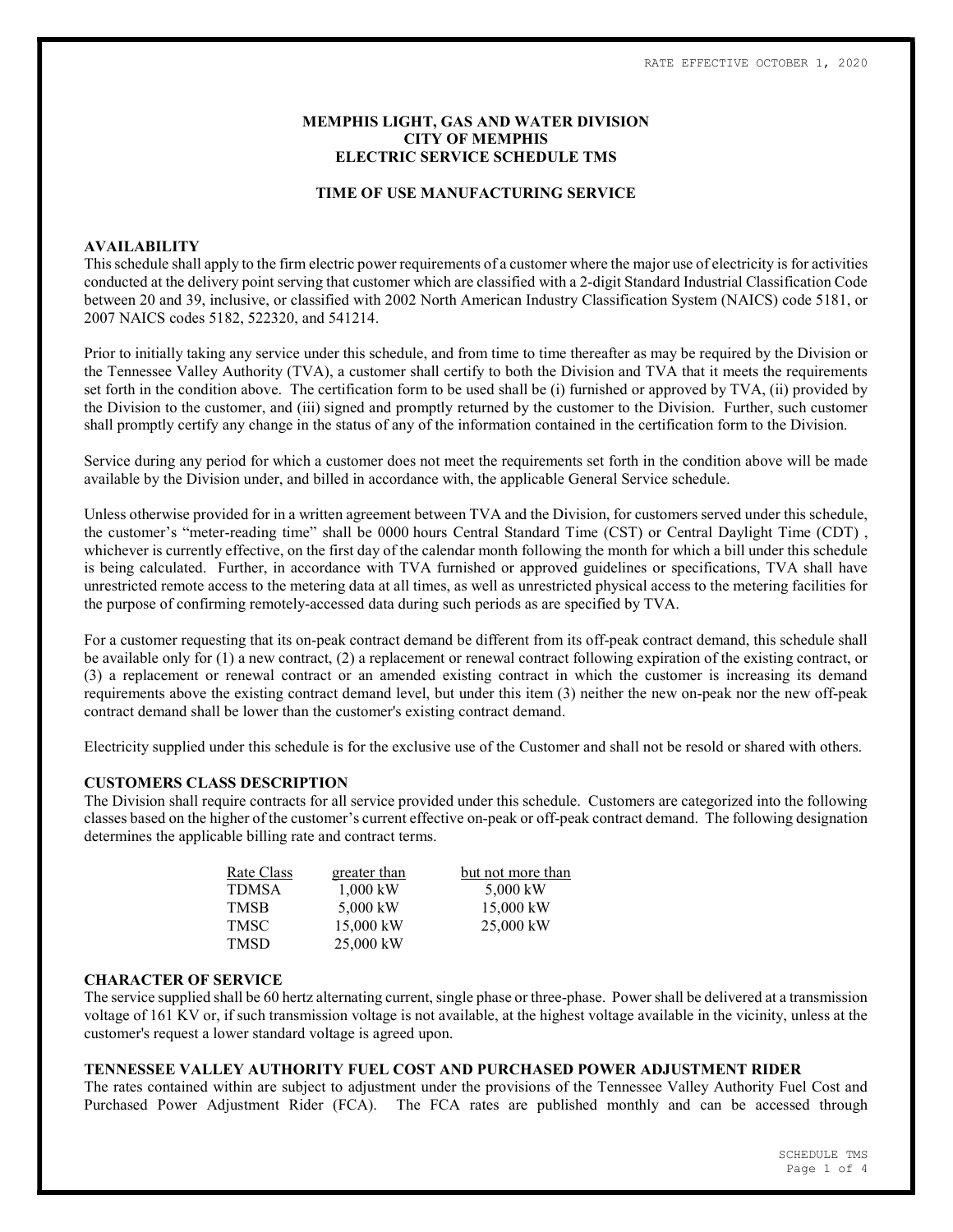RATE EFFECTIVE OCTOBER 1, 2020

**MEMPHIS LIGHT, GAS AND WATER DIVISION**
**CITY OF MEMPHIS**
**ELECTRIC SERVICE SCHEDULE TMS**

**TIME OF USE MANUFACTURING SERVICE**

### AVAILABILITY

This schedule shall apply to the firm electric power requirements of a customer where the major use of electricity is for activities conducted at the delivery point serving that customer which are classified with a 2-digit Standard Industrial Classification Code between 20 and 39, inclusive, or classified with 2002 North American Industry Classification System (NAICS) code 5181, or 2007 NAICS codes 5182, 522320, and 541214.

Prior to initially taking any service under this schedule, and from time to time thereafter as may be required by the Division or the Tennessee Valley Authority (TVA), a customer shall certify to both the Division and TVA that it meets the requirements set forth in the condition above. The certification form to be used shall be (i) furnished or approved by TVA, (ii) provided by the Division to the customer, and (iii) signed and promptly returned by the customer to the Division. Further, such customer shall promptly certify any change in the status of any of the information contained in the certification form to the Division.

Service during any period for which a customer does not meet the requirements set forth in the condition above will be made available by the Division under, and billed in accordance with, the applicable General Service schedule.

Unless otherwise provided for in a written agreement between TVA and the Division, for customers served under this schedule, the customer's "meter-reading time" shall be 0000 hours Central Standard Time (CST) or Central Daylight Time (CDT) , whichever is currently effective, on the first day of the calendar month following the month for which a bill under this schedule is being calculated. Further, in accordance with TVA furnished or approved guidelines or specifications, TVA shall have unrestricted remote access to the metering data at all times, as well as unrestricted physical access to the metering facilities for the purpose of confirming remotely-accessed data during such periods as are specified by TVA.

For a customer requesting that its on-peak contract demand be different from its off-peak contract demand, this schedule shall be available only for (1) a new contract, (2) a replacement or renewal contract following expiration of the existing contract, or (3) a replacement or renewal contract or an amended existing contract in which the customer is increasing its demand requirements above the existing contract demand level, but under this item (3) neither the new on-peak nor the new off-peak contract demand shall be lower than the customer's existing contract demand.

Electricity supplied under this schedule is for the exclusive use of the Customer and shall not be resold or shared with others.

### CUSTOMERS CLASS DESCRIPTION

The Division shall require contracts for all service provided under this schedule. Customers are categorized into the following classes based on the higher of the customer's current effective on-peak or off-peak contract demand. The following designation determines the applicable billing rate and contract terms.

| Rate Class | greater than | but not more than |
|---|---|---|
| TDMSA | 1,000 kW | 5,000 kW |
| TMSB | 5,000 kW | 15,000 kW |
| TMSC | 15,000 kW | 25,000 kW |
| TMSD | 25,000 kW | |

### CHARACTER OF SERVICE

The service supplied shall be 60 hertz alternating current, single phase or three-phase. Power shall be delivered at a transmission voltage of 161 KV or, if such transmission voltage is not available, at the highest voltage available in the vicinity, unless at the customer's request a lower standard voltage is agreed upon.

### TENNESSEE VALLEY AUTHORITY FUEL COST AND PURCHASED POWER ADJUSTMENT RIDER

The rates contained within are subject to adjustment under the provisions of the Tennessee Valley Authority Fuel Cost and Purchased Power Adjustment Rider (FCA). The FCA rates are published monthly and can be accessed through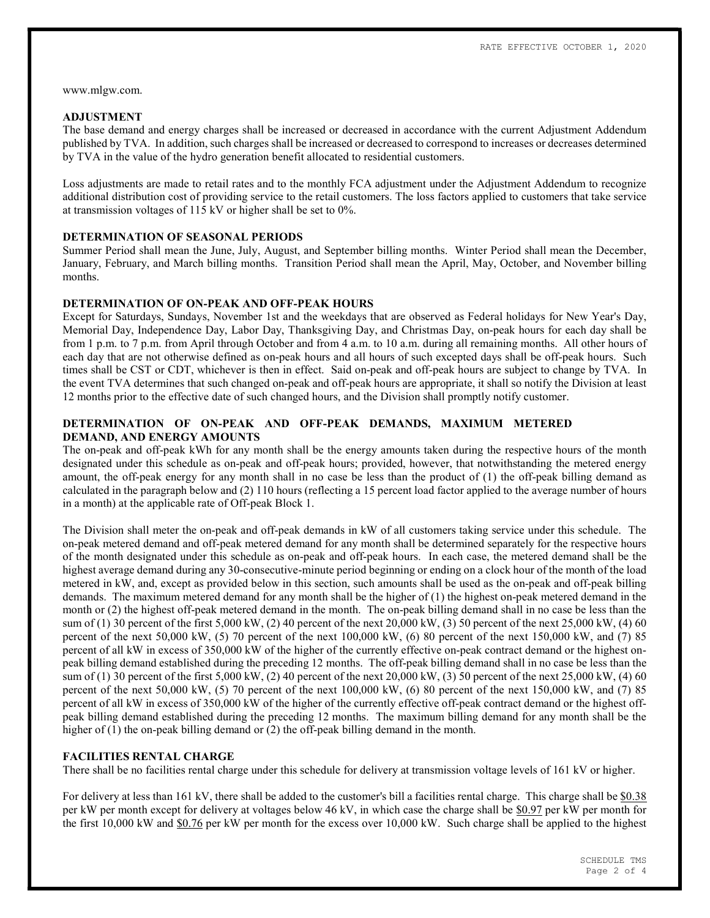www.mlgw.com.

**ADJUSTMENT**

The base demand and energy charges shall be increased or decreased in accordance with the current Adjustment Addendum published by TVA. In addition, such charges shall be increased or decreased to correspond to increases or decreases determined by TVA in the value of the hydro generation benefit allocated to residential customers.

Loss adjustments are made to retail rates and to the monthly FCA adjustment under the Adjustment Addendum to recognize additional distribution cost of providing service to the retail customers. The loss factors applied to customers that take service at transmission voltages of 115 kV or higher shall be set to 0%.

**DETERMINATION OF SEASONAL PERIODS**

Summer Period shall mean the June, July, August, and September billing months. Winter Period shall mean the December, January, February, and March billing months. Transition Period shall mean the April, May, October, and November billing months.

**DETERMINATION OF ON-PEAK AND OFF-PEAK HOURS**

Except for Saturdays, Sundays, November 1st and the weekdays that are observed as Federal holidays for New Year's Day, Memorial Day, Independence Day, Labor Day, Thanksgiving Day, and Christmas Day, on-peak hours for each day shall be from 1 p.m. to 7 p.m. from April through October and from 4 a.m. to 10 a.m. during all remaining months. All other hours of each day that are not otherwise defined as on-peak hours and all hours of such excepted days shall be off-peak hours. Such times shall be CST or CDT, whichever is then in effect. Said on-peak and off-peak hours are subject to change by TVA. In the event TVA determines that such changed on-peak and off-peak hours are appropriate, it shall so notify the Division at least 12 months prior to the effective date of such changed hours, and the Division shall promptly notify customer.

**DETERMINATION OF ON-PEAK AND OFF-PEAK DEMANDS, MAXIMUM METERED DEMAND, AND ENERGY AMOUNTS**

The on-peak and off-peak kWh for any month shall be the energy amounts taken during the respective hours of the month designated under this schedule as on-peak and off-peak hours; provided, however, that notwithstanding the metered energy amount, the off-peak energy for any month shall in no case be less than the product of (1) the off-peak billing demand as calculated in the paragraph below and (2) 110 hours (reflecting a 15 percent load factor applied to the average number of hours in a month) at the applicable rate of Off-peak Block 1.

The Division shall meter the on-peak and off-peak demands in kW of all customers taking service under this schedule. The on-peak metered demand and off-peak metered demand for any month shall be determined separately for the respective hours of the month designated under this schedule as on-peak and off-peak hours. In each case, the metered demand shall be the highest average demand during any 30-consecutive-minute period beginning or ending on a clock hour of the month of the load metered in kW, and, except as provided below in this section, such amounts shall be used as the on-peak and off-peak billing demands. The maximum metered demand for any month shall be the higher of (1) the highest on-peak metered demand in the month or (2) the highest off-peak metered demand in the month. The on-peak billing demand shall in no case be less than the sum of (1) 30 percent of the first 5,000 kW, (2) 40 percent of the next 20,000 kW, (3) 50 percent of the next 25,000 kW, (4) 60 percent of the next 50,000 kW, (5) 70 percent of the next 100,000 kW, (6) 80 percent of the next 150,000 kW, and (7) 85 percent of all kW in excess of 350,000 kW of the higher of the currently effective on-peak contract demand or the highest on-peak billing demand established during the preceding 12 months. The off-peak billing demand shall in no case be less than the sum of (1) 30 percent of the first 5,000 kW, (2) 40 percent of the next 20,000 kW, (3) 50 percent of the next 25,000 kW, (4) 60 percent of the next 50,000 kW, (5) 70 percent of the next 100,000 kW, (6) 80 percent of the next 150,000 kW, and (7) 85 percent of all kW in excess of 350,000 kW of the higher of the currently effective off-peak contract demand or the highest off-peak billing demand established during the preceding 12 months. The maximum billing demand for any month shall be the higher of (1) the on-peak billing demand or (2) the off-peak billing demand in the month.

**FACILITIES RENTAL CHARGE**

There shall be no facilities rental charge under this schedule for delivery at transmission voltage levels of 161 kV or higher.

For delivery at less than 161 kV, there shall be added to the customer's bill a facilities rental charge. This charge shall be $0.38 per kW per month except for delivery at voltages below 46 kV, in which case the charge shall be $0.97 per kW per month for the first 10,000 kW and $0.76 per kW per month for the excess over 10,000 kW. Such charge shall be applied to the highest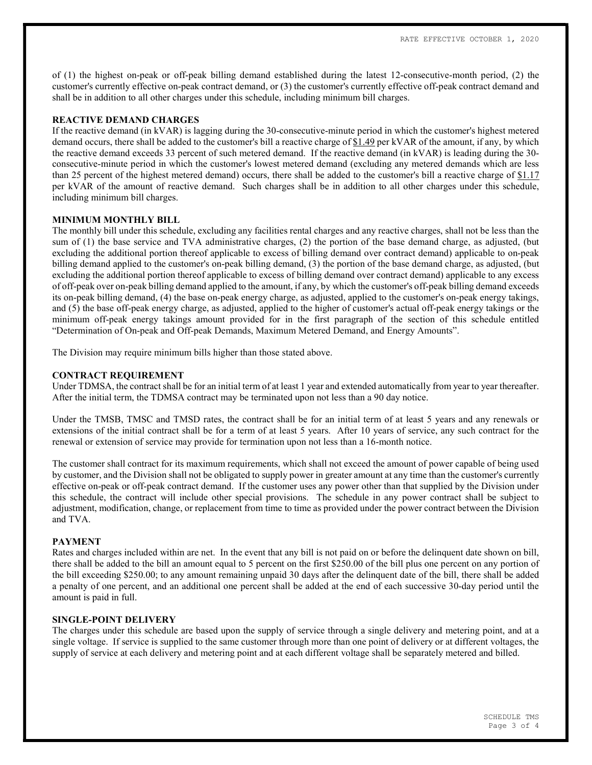of (1) the highest on-peak or off-peak billing demand established during the latest 12-consecutive-month period, (2) the customer's currently effective on-peak contract demand, or (3) the customer's currently effective off-peak contract demand and shall be in addition to all other charges under this schedule, including minimum bill charges.

**REACTIVE DEMAND CHARGES**

If the reactive demand (in kVAR) is lagging during the 30-consecutive-minute period in which the customer's highest metered demand occurs, there shall be added to the customer's bill a reactive charge of $1.49 per kVAR of the amount, if any, by which the reactive demand exceeds 33 percent of such metered demand. If the reactive demand (in kVAR) is leading during the 30-consecutive-minute period in which the customer's lowest metered demand (excluding any metered demands which are less than 25 percent of the highest metered demand) occurs, there shall be added to the customer's bill a reactive charge of $1.17 per kVAR of the amount of reactive demand. Such charges shall be in addition to all other charges under this schedule, including minimum bill charges.

**MINIMUM MONTHLY BILL**

The monthly bill under this schedule, excluding any facilities rental charges and any reactive charges, shall not be less than the sum of (1) the base service and TVA administrative charges, (2) the portion of the base demand charge, as adjusted, (but excluding the additional portion thereof applicable to excess of billing demand over contract demand) applicable to on-peak billing demand applied to the customer's on-peak billing demand, (3) the portion of the base demand charge, as adjusted, (but excluding the additional portion thereof applicable to excess of billing demand over contract demand) applicable to any excess of off-peak over on-peak billing demand applied to the amount, if any, by which the customer's off-peak billing demand exceeds its on-peak billing demand, (4) the base on-peak energy charge, as adjusted, applied to the customer's on-peak energy takings, and (5) the base off-peak energy charge, as adjusted, applied to the higher of customer's actual off-peak energy takings or the minimum off-peak energy takings amount provided for in the first paragraph of the section of this schedule entitled "Determination of On-peak and Off-peak Demands, Maximum Metered Demand, and Energy Amounts".

The Division may require minimum bills higher than those stated above.

**CONTRACT REQUIREMENT**

Under TDMSA, the contract shall be for an initial term of at least 1 year and extended automatically from year to year thereafter. After the initial term, the TDMSA contract may be terminated upon not less than a 90 day notice.

Under the TMSB, TMSC and TMSD rates, the contract shall be for an initial term of at least 5 years and any renewals or extensions of the initial contract shall be for a term of at least 5 years. After 10 years of service, any such contract for the renewal or extension of service may provide for termination upon not less than a 16-month notice.

The customer shall contract for its maximum requirements, which shall not exceed the amount of power capable of being used by customer, and the Division shall not be obligated to supply power in greater amount at any time than the customer's currently effective on-peak or off-peak contract demand. If the customer uses any power other than that supplied by the Division under this schedule, the contract will include other special provisions. The schedule in any power contract shall be subject to adjustment, modification, change, or replacement from time to time as provided under the power contract between the Division and TVA.

**PAYMENT**

Rates and charges included within are net. In the event that any bill is not paid on or before the delinquent date shown on bill, there shall be added to the bill an amount equal to 5 percent on the first $250.00 of the bill plus one percent on any portion of the bill exceeding $250.00; to any amount remaining unpaid 30 days after the delinquent date of the bill, there shall be added a penalty of one percent, and an additional one percent shall be added at the end of each successive 30-day period until the amount is paid in full.

**SINGLE-POINT DELIVERY**

The charges under this schedule are based upon the supply of service through a single delivery and metering point, and at a single voltage. If service is supplied to the same customer through more than one point of delivery or at different voltages, the supply of service at each delivery and metering point and at each different voltage shall be separately metered and billed.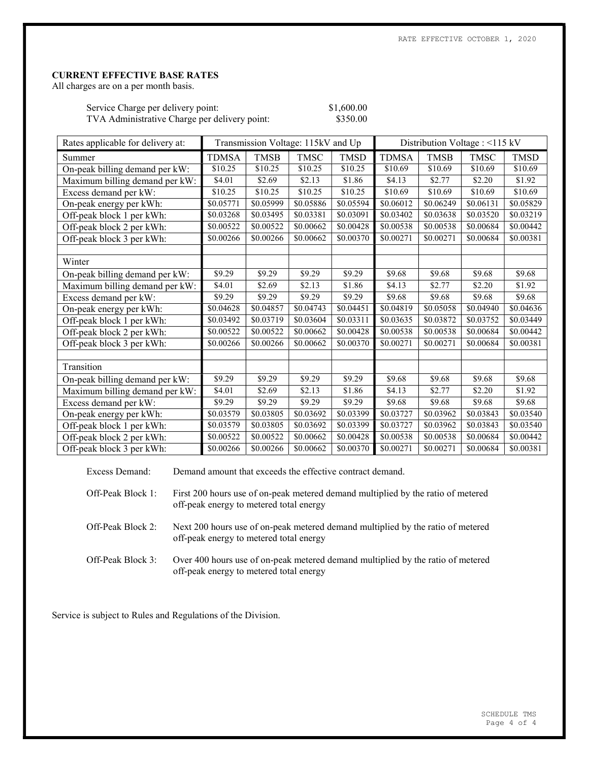RATE EFFECTIVE OCTOBER 1, 2020

**CURRENT EFFECTIVE BASE RATES**
All charges are on a per month basis.

| | |
|---|---|
| Service Charge per delivery point: | $1,600.00 |
| TVA Administrative Charge per delivery point: | $350.00 |

| Rates applicable for delivery at: | Transmission Voltage: 115kV and Up | | | | Distribution Voltage : <115 kV | | | |
|---|---|---|---|---|---|---|---|---|
| Summer | TDMSA | TMSB | TMSC | TMSD | TDMSA | TMSB | TMSC | TMSD |
| On-peak billing demand per kW: | $10.25 | $10.25 | $10.25 | $10.25 | $10.69 | $10.69 | $10.69 | $10.69 |
| Maximum billing demand per kW: | $4.01 | $2.69 | $2.13 | $1.86 | $4.13 | $2.77 | $2.20 | $1.92 |
| Excess demand per kW: | $10.25 | $10.25 | $10.25 | $10.25 | $10.69 | $10.69 | $10.69 | $10.69 |
| On-peak energy per kWh: | $0.05771 | $0.05999 | $0.05886 | $0.05594 | $0.06012 | $0.06249 | $0.06131 | $0.05829 |
| Off-peak block 1 per kWh: | $0.03268 | $0.03495 | $0.03381 | $0.03091 | $0.03402 | $0.03638 | $0.03520 | $0.03219 |
| Off-peak block 2 per kWh: | $0.00522 | $0.00522 | $0.00662 | $0.00428 | $0.00538 | $0.00538 | $0.00684 | $0.00442 |
| Off-peak block 3 per kWh: | $0.00266 | $0.00266 | $0.00662 | $0.00370 | $0.00271 | $0.00271 | $0.00684 | $0.00381 |
| | | | | | | | | |
| Winter | | | | | | | | |
| On-peak billing demand per kW: | $9.29 | $9.29 | $9.29 | $9.29 | $9.68 | $9.68 | $9.68 | $9.68 |
| Maximum billing demand per kW: | $4.01 | $2.69 | $2.13 | $1.86 | $4.13 | $2.77 | $2.20 | $1.92 |
| Excess demand per kW: | $9.29 | $9.29 | $9.29 | $9.29 | $9.68 | $9.68 | $9.68 | $9.68 |
| On-peak energy per kWh: | $0.04628 | $0.04857 | $0.04743 | $0.04451 | $0.04819 | $0.05058 | $0.04940 | $0.04636 |
| Off-peak block 1 per kWh: | $0.03492 | $0.03719 | $0.03604 | $0.03311 | $0.03635 | $0.03872 | $0.03752 | $0.03449 |
| Off-peak block 2 per kWh: | $0.00522 | $0.00522 | $0.00662 | $0.00428 | $0.00538 | $0.00538 | $0.00684 | $0.00442 |
| Off-peak block 3 per kWh: | $0.00266 | $0.00266 | $0.00662 | $0.00370 | $0.00271 | $0.00271 | $0.00684 | $0.00381 |
| | | | | | | | | |
| Transition | | | | | | | | |
| On-peak billing demand per kW: | $9.29 | $9.29 | $9.29 | $9.29 | $9.68 | $9.68 | $9.68 | $9.68 |
| Maximum billing demand per kW: | $4.01 | $2.69 | $2.13 | $1.86 | $4.13 | $2.77 | $2.20 | $1.92 |
| Excess demand per kW: | $9.29 | $9.29 | $9.29 | $9.29 | $9.68 | $9.68 | $9.68 | $9.68 |
| On-peak energy per kWh: | $0.03579 | $0.03805 | $0.03692 | $0.03399 | $0.03727 | $0.03962 | $0.03843 | $0.03540 |
| Off-peak block 1 per kWh: | $0.03579 | $0.03805 | $0.03692 | $0.03399 | $0.03727 | $0.03962 | $0.03843 | $0.03540 |
| Off-peak block 2 per kWh: | $0.00522 | $0.00522 | $0.00662 | $0.00428 | $0.00538 | $0.00538 | $0.00684 | $0.00442 |
| Off-peak block 3 per kWh: | $0.00266 | $0.00266 | $0.00662 | $0.00370 | $0.00271 | $0.00271 | $0.00684 | $0.00381 |

Excess Demand: Demand amount that exceeds the effective contract demand.

Off-Peak Block 1: First 200 hours use of on-peak metered demand multiplied by the ratio of metered off-peak energy to metered total energy

Off-Peak Block 2: Next 200 hours use of on-peak metered demand multiplied by the ratio of metered off-peak energy to metered total energy

Off-Peak Block 3: Over 400 hours use of on-peak metered demand multiplied by the ratio of metered off-peak energy to metered total energy

Service is subject to Rules and Regulations of the Division.

SCHEDULE TMS